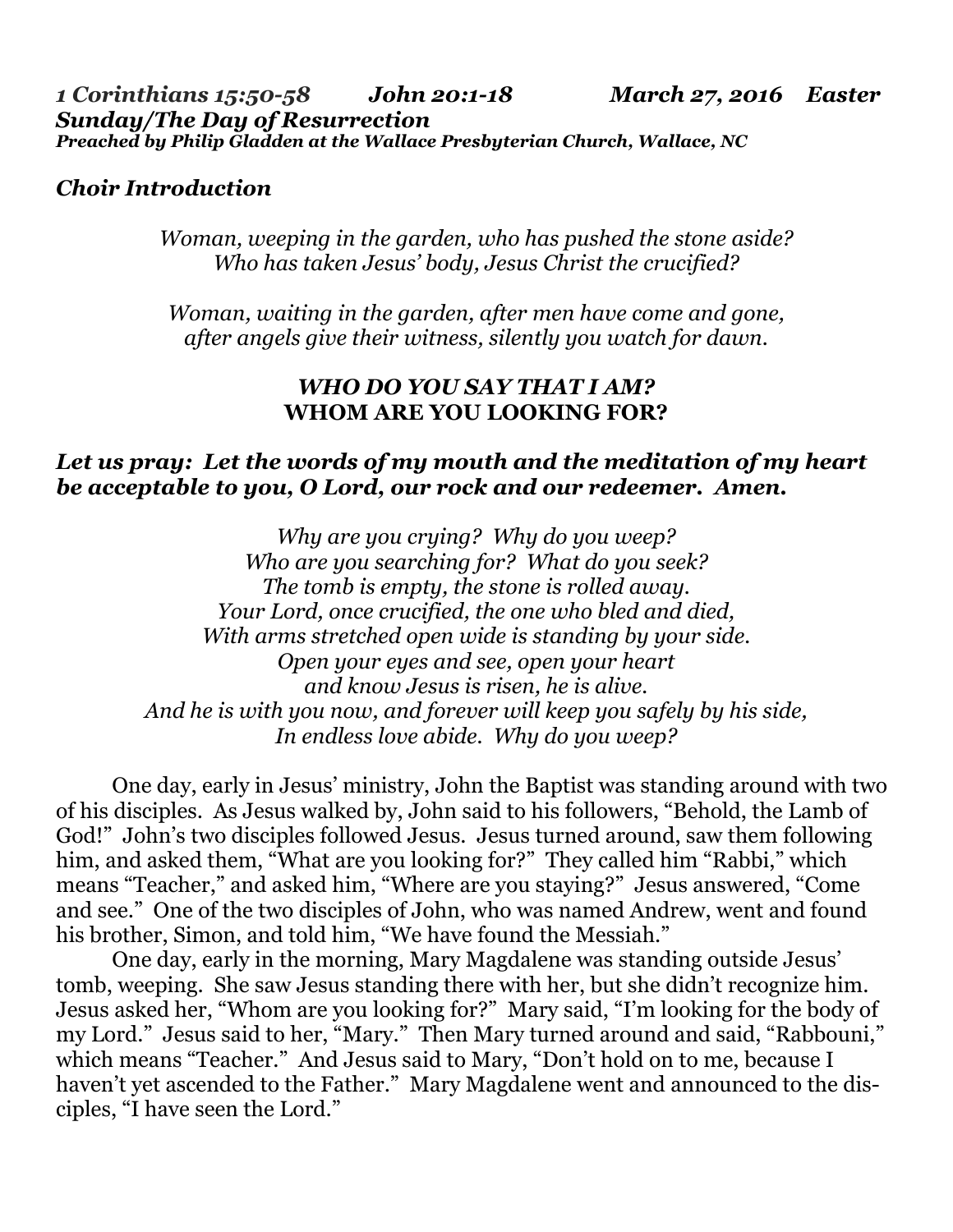*1 Corinthians 15:50-58 John 20:1-18 March 27, 2016 Easter Sunday/The Day of Resurrection*
***Preached by Philip Gladden at the Wallace Presbyterian Church, Wallace, NC***

### *Choir Introduction*

*Woman, weeping in the garden, who has pushed the stone aside?*
*Who has taken Jesus' body, Jesus Christ the crucified?*

*Woman, waiting in the garden, after men have come and gone,*
*after angels give their witness, silently you watch for dawn.*

***WHO DO YOU SAY THAT I AM?***
**WHOM ARE YOU LOOKING FOR?**

***Let us pray: Let the words of my mouth and the meditation of my heart be acceptable to you, O Lord, our rock and our redeemer. Amen.***

*Why are you crying? Why do you weep?*
*Who are you searching for? What do you seek?*
*The tomb is empty, the stone is rolled away.*
*Your Lord, once crucified, the one who bled and died,*
*With arms stretched open wide is standing by your side.*
*Open your eyes and see, open your heart*
*and know Jesus is risen, he is alive.*
*And he is with you now, and forever will keep you safely by his side,*
*In endless love abide. Why do you weep?*

One day, early in Jesus' ministry, John the Baptist was standing around with two of his disciples. As Jesus walked by, John said to his followers, "Behold, the Lamb of God!" John's two disciples followed Jesus. Jesus turned around, saw them following him, and asked them, "What are you looking for?" They called him "Rabbi," which means "Teacher," and asked him, "Where are you staying?" Jesus answered, "Come and see." One of the two disciples of John, who was named Andrew, went and found his brother, Simon, and told him, "We have found the Messiah."

One day, early in the morning, Mary Magdalene was standing outside Jesus' tomb, weeping. She saw Jesus standing there with her, but she didn't recognize him. Jesus asked her, "Whom are you looking for?" Mary said, "I'm looking for the body of my Lord." Jesus said to her, "Mary." Then Mary turned around and said, "Rabbouni," which means "Teacher." And Jesus said to Mary, "Don't hold on to me, because I haven't yet ascended to the Father." Mary Magdalene went and announced to the disciples, "I have seen the Lord."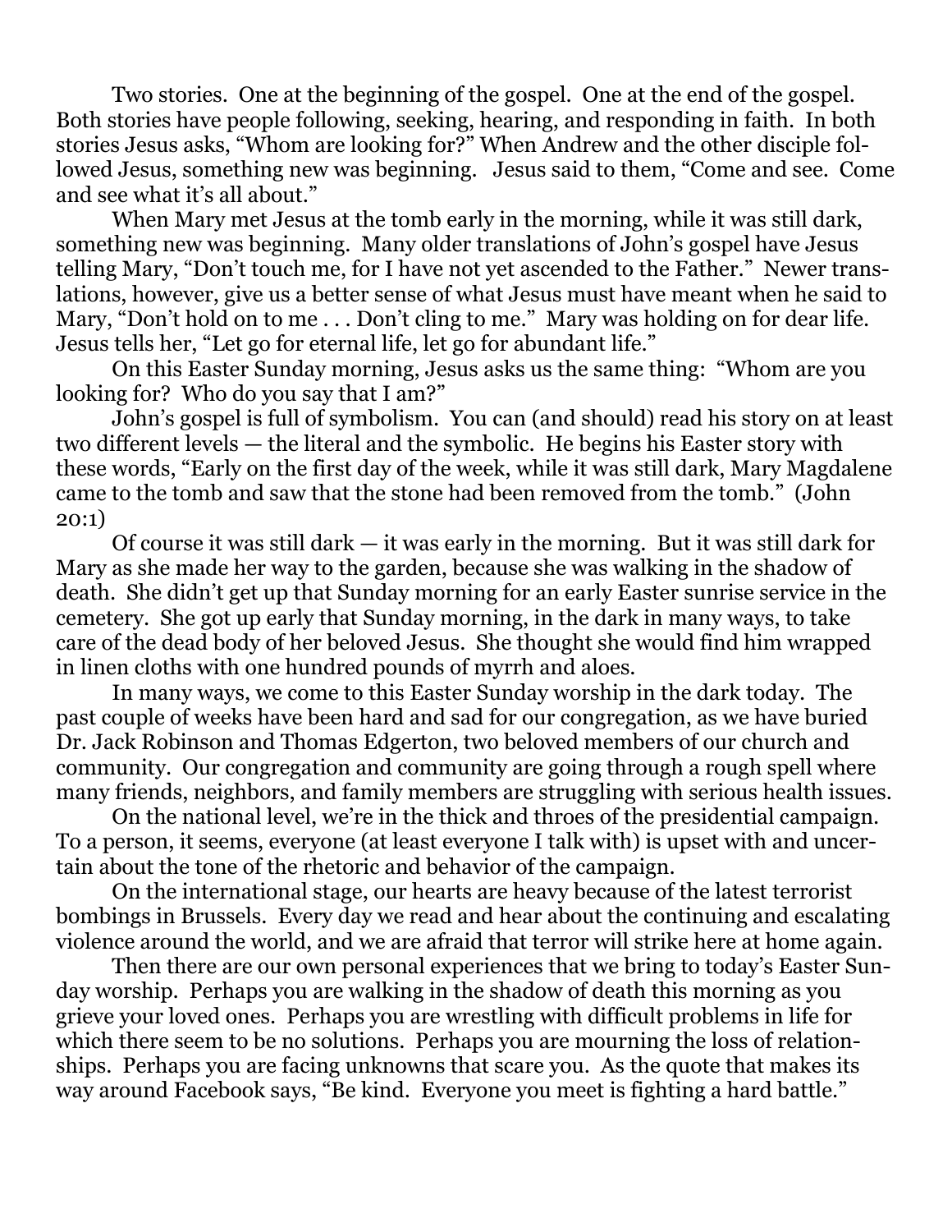Two stories. One at the beginning of the gospel. One at the end of the gospel. Both stories have people following, seeking, hearing, and responding in faith. In both stories Jesus asks, "Whom are looking for?" When Andrew and the other disciple followed Jesus, something new was beginning. Jesus said to them, "Come and see. Come and see what it's all about."

When Mary met Jesus at the tomb early in the morning, while it was still dark, something new was beginning. Many older translations of John's gospel have Jesus telling Mary, "Don't touch me, for I have not yet ascended to the Father." Newer translations, however, give us a better sense of what Jesus must have meant when he said to Mary, "Don't hold on to me . . . Don't cling to me." Mary was holding on for dear life. Jesus tells her, "Let go for eternal life, let go for abundant life."

On this Easter Sunday morning, Jesus asks us the same thing: "Whom are you looking for? Who do you say that I am?"

John's gospel is full of symbolism. You can (and should) read his story on at least two different levels — the literal and the symbolic. He begins his Easter story with these words, "Early on the first day of the week, while it was still dark, Mary Magdalene came to the tomb and saw that the stone had been removed from the tomb." (John 20:1)

Of course it was still dark — it was early in the morning. But it was still dark for Mary as she made her way to the garden, because she was walking in the shadow of death. She didn't get up that Sunday morning for an early Easter sunrise service in the cemetery. She got up early that Sunday morning, in the dark in many ways, to take care of the dead body of her beloved Jesus. She thought she would find him wrapped in linen cloths with one hundred pounds of myrrh and aloes.

In many ways, we come to this Easter Sunday worship in the dark today. The past couple of weeks have been hard and sad for our congregation, as we have buried Dr. Jack Robinson and Thomas Edgerton, two beloved members of our church and community. Our congregation and community are going through a rough spell where many friends, neighbors, and family members are struggling with serious health issues.

On the national level, we're in the thick and throes of the presidential campaign. To a person, it seems, everyone (at least everyone I talk with) is upset with and uncertain about the tone of the rhetoric and behavior of the campaign.

On the international stage, our hearts are heavy because of the latest terrorist bombings in Brussels. Every day we read and hear about the continuing and escalating violence around the world, and we are afraid that terror will strike here at home again.

Then there are our own personal experiences that we bring to today's Easter Sunday worship. Perhaps you are walking in the shadow of death this morning as you grieve your loved ones. Perhaps you are wrestling with difficult problems in life for which there seem to be no solutions. Perhaps you are mourning the loss of relationships. Perhaps you are facing unknowns that scare you. As the quote that makes its way around Facebook says, "Be kind. Everyone you meet is fighting a hard battle."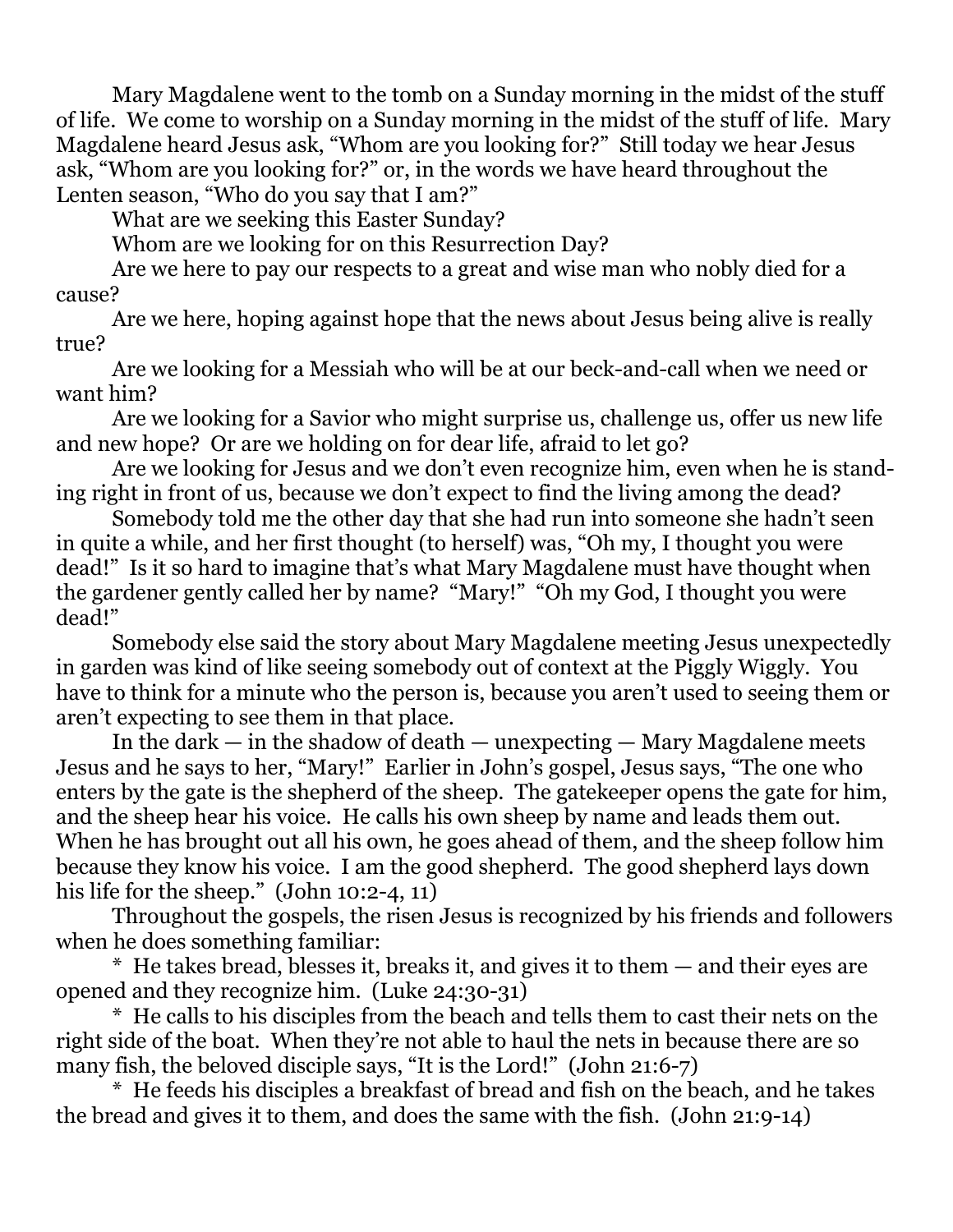Mary Magdalene went to the tomb on a Sunday morning in the midst of the stuff of life. We come to worship on a Sunday morning in the midst of the stuff of life. Mary Magdalene heard Jesus ask, "Whom are you looking for?" Still today we hear Jesus ask, "Whom are you looking for?" or, in the words we have heard throughout the Lenten season, "Who do you say that I am?"

What are we seeking this Easter Sunday?

Whom are we looking for on this Resurrection Day?

Are we here to pay our respects to a great and wise man who nobly died for a cause?

Are we here, hoping against hope that the news about Jesus being alive is really true?

Are we looking for a Messiah who will be at our beck-and-call when we need or want him?

Are we looking for a Savior who might surprise us, challenge us, offer us new life and new hope? Or are we holding on for dear life, afraid to let go?

Are we looking for Jesus and we don't even recognize him, even when he is standing right in front of us, because we don't expect to find the living among the dead?

Somebody told me the other day that she had run into someone she hadn't seen in quite a while, and her first thought (to herself) was, "Oh my, I thought you were dead!" Is it so hard to imagine that's what Mary Magdalene must have thought when the gardener gently called her by name? "Mary!" "Oh my God, I thought you were dead!"

Somebody else said the story about Mary Magdalene meeting Jesus unexpectedly in garden was kind of like seeing somebody out of context at the Piggly Wiggly. You have to think for a minute who the person is, because you aren't used to seeing them or aren't expecting to see them in that place.

In the dark — in the shadow of death — unexpecting — Mary Magdalene meets Jesus and he says to her, "Mary!" Earlier in John's gospel, Jesus says, "The one who enters by the gate is the shepherd of the sheep. The gatekeeper opens the gate for him, and the sheep hear his voice. He calls his own sheep by name and leads them out. When he has brought out all his own, he goes ahead of them, and the sheep follow him because they know his voice. I am the good shepherd. The good shepherd lays down his life for the sheep." (John 10:2-4, 11)

Throughout the gospels, the risen Jesus is recognized by his friends and followers when he does something familiar:

* He takes bread, blesses it, breaks it, and gives it to them — and their eyes are opened and they recognize him. (Luke 24:30-31)

* He calls to his disciples from the beach and tells them to cast their nets on the right side of the boat. When they're not able to haul the nets in because there are so many fish, the beloved disciple says, "It is the Lord!" (John 21:6-7)

* He feeds his disciples a breakfast of bread and fish on the beach, and he takes the bread and gives it to them, and does the same with the fish. (John 21:9-14)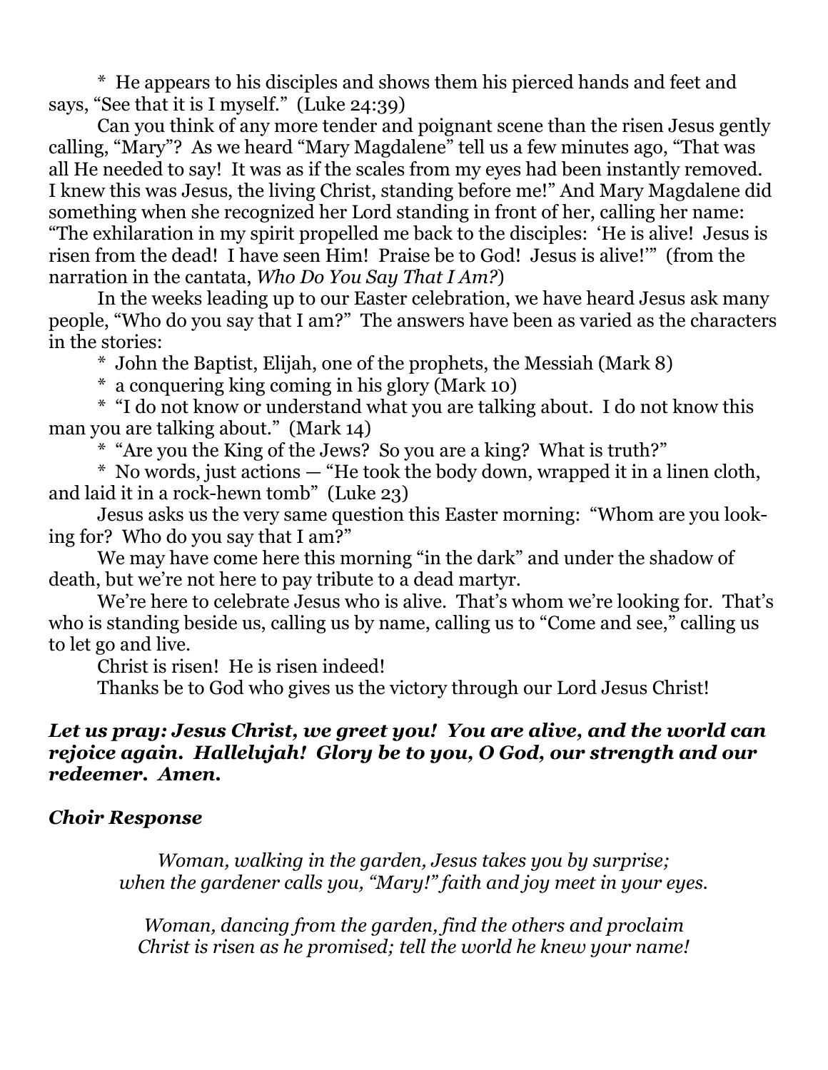\* He appears to his disciples and shows them his pierced hands and feet and says, "See that it is I myself." (Luke 24:39)

Can you think of any more tender and poignant scene than the risen Jesus gently calling, "Mary"? As we heard "Mary Magdalene" tell us a few minutes ago, "That was all He needed to say! It was as if the scales from my eyes had been instantly removed. I knew this was Jesus, the living Christ, standing before me!" And Mary Magdalene did something when she recognized her Lord standing in front of her, calling her name: "The exhilaration in my spirit propelled me back to the disciples: 'He is alive! Jesus is risen from the dead! I have seen Him! Praise be to God! Jesus is alive!'" (from the narration in the cantata, *Who Do You Say That I Am?*)

In the weeks leading up to our Easter celebration, we have heard Jesus ask many people, "Who do you say that I am?" The answers have been as varied as the characters in the stories:

\* John the Baptist, Elijah, one of the prophets, the Messiah (Mark 8)

\* a conquering king coming in his glory (Mark 10)

\* "I do not know or understand what you are talking about. I do not know this man you are talking about." (Mark 14)

\* "Are you the King of the Jews? So you are a king? What is truth?"

\* No words, just actions — "He took the body down, wrapped it in a linen cloth, and laid it in a rock-hewn tomb" (Luke 23)

Jesus asks us the very same question this Easter morning: "Whom are you looking for? Who do you say that I am?"

We may have come here this morning "in the dark" and under the shadow of death, but we're not here to pay tribute to a dead martyr.

We're here to celebrate Jesus who is alive. That's whom we're looking for. That's who is standing beside us, calling us by name, calling us to "Come and see," calling us to let go and live.

Christ is risen! He is risen indeed!

Thanks be to God who gives us the victory through our Lord Jesus Christ!

***Let us pray: Jesus Christ, we greet you! You are alive, and the world can rejoice again. Hallelujah! Glory be to you, O God, our strength and our redeemer. Amen.***

***Choir Response***

*Woman, walking in the garden, Jesus takes you by surprise;*
*when the gardener calls you, "Mary!" faith and joy meet in your eyes.*

*Woman, dancing from the garden, find the others and proclaim*
*Christ is risen as he promised; tell the world he knew your name!*